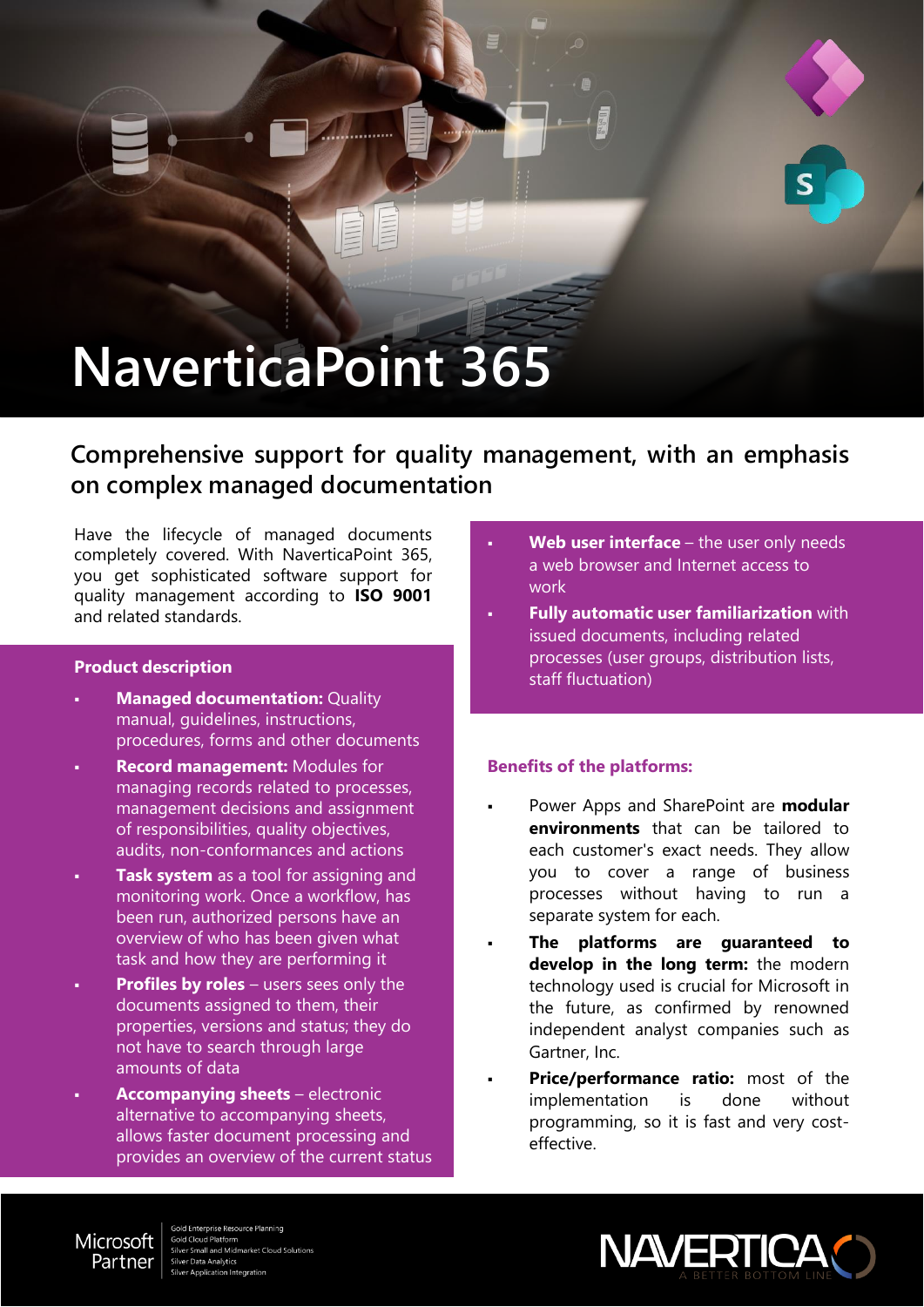# NaverticaPoint 365

## Comprehensive support for quality management, with an emphasis on complex managed documentation

Have the lifecycle of managed documents completely covered. With NaverticaPoint 365, you get sophisticated software support for quality management according to **ISO 9001** and related standards.

### Product description

- **Managed documentation:** Quality manual, guidelines, instructions, procedures, forms and other documents
- **Record management:** Modules for managing records related to processes, management decisions and assignment of responsibilities, quality objectives, audits, non-conformances and actions
- **Task system** as a tool for assigning and monitoring work. Once a workflow, has been run, authorized persons have an overview of who has been given what task and how they are performing it
- **Profiles by roles** – users sees only the documents assigned to them, their properties, versions and status; they do not have to search through large amounts of data
- **Accompanying sheets** – electronic alternative to accompanying sheets, allows faster document processing and provides an overview of the current status
- **Web user interface** – the user only needs a web browser and Internet access to work
- **Fully automatic user familiarization** with issued documents, including related processes (user groups, distribution lists, staff fluctuation)

### Benefits of the platforms:

- Power Apps and SharePoint are **modular environments** that can be tailored to each customer's exact needs. They allow you to cover a range of business processes without having to run a separate system for each.
- **The platforms are guaranteed to develop in the long term:** the modern technology used is crucial for Microsoft in the future, as confirmed by renowned independent analyst companies such as Gartner, Inc.
- **Price/performance ratio:** most of the implementation is done without programming, so it is fast and very cost-effective.

Microsoft Partner
Gold Enterprise Resource Planning
Gold Cloud Platform
Silver Small and Midmarket Cloud Solutions
Silver Data Analytics
Silver Application Integration

NAVERTICA
A BETTER BOTTOM LINE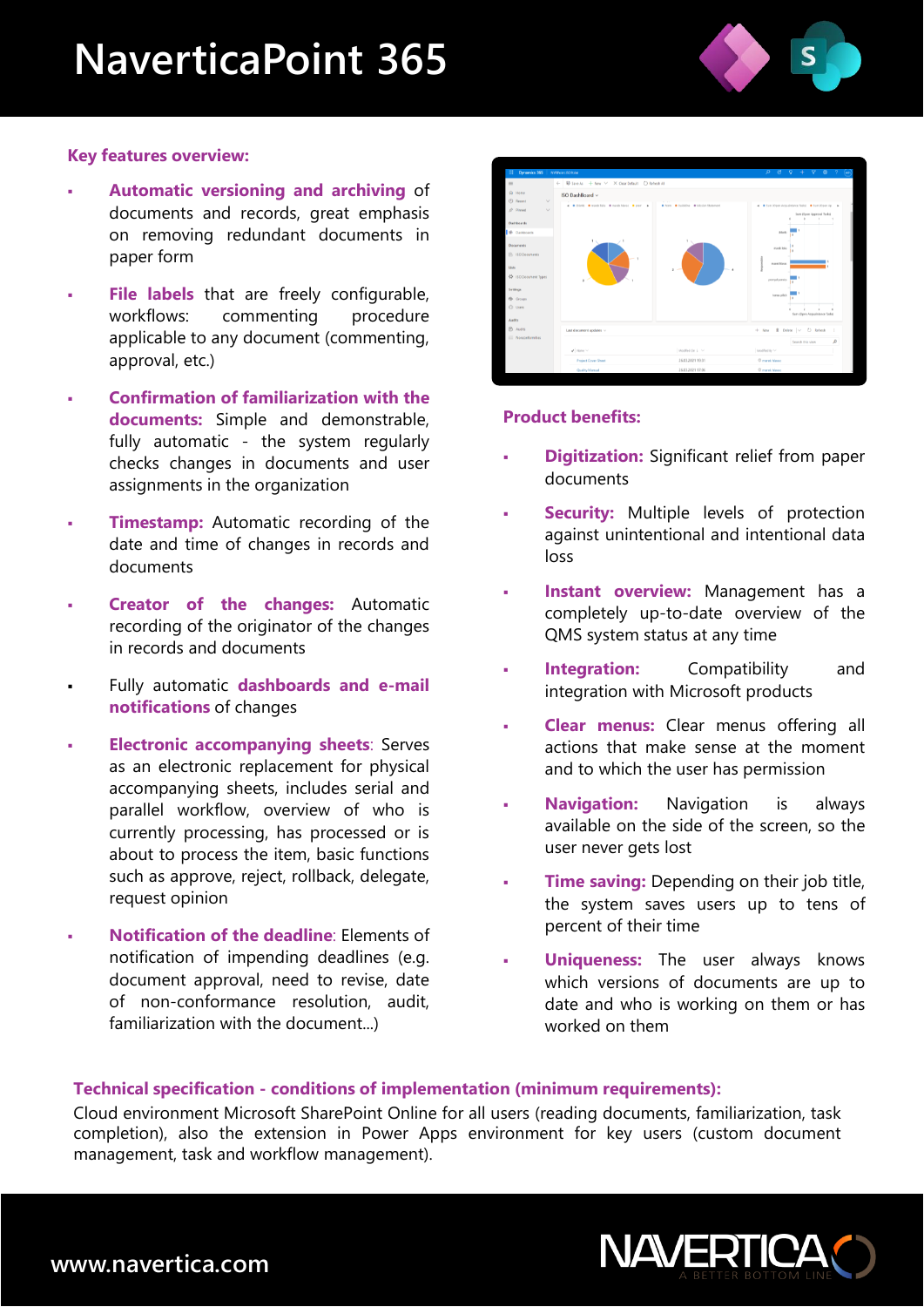# NaverticaPoint 365

**Key features overview:**

- **Automatic versioning and archiving** of documents and records, great emphasis on removing redundant documents in paper form
- **File labels** that are freely configurable, workflows: commenting procedure applicable to any document (commenting, approval, etc.)
- **Confirmation of familiarization with the documents:** Simple and demonstrable, fully automatic - the system regularly checks changes in documents and user assignments in the organization
- **Timestamp:** Automatic recording of the date and time of changes in records and documents
- **Creator of the changes:** Automatic recording of the originator of the changes in records and documents
- Fully automatic **dashboards and e-mail notifications** of changes
- **Electronic accompanying sheets**: Serves as an electronic replacement for physical accompanying sheets, includes serial and parallel workflow, overview of who is currently processing, has processed or is about to process the item, basic functions such as approve, reject, rollback, delegate, request opinion
- **Notification of the deadline**: Elements of notification of impending deadlines (e.g. document approval, need to revise, date of non-conformance resolution, audit, familiarization with the document...)

**Product benefits:**

- **Digitization:** Significant relief from paper documents
- **Security:** Multiple levels of protection against unintentional and intentional data loss
- **Instant overview:** Management has a completely up-to-date overview of the QMS system status at any time
- **Integration:** Compatibility and integration with Microsoft products
- **Clear menus:** Clear menus offering all actions that make sense at the moment and to which the user has permission
- **Navigation:** Navigation is always available on the side of the screen, so the user never gets lost
- **Time saving:** Depending on their job title, the system saves users up to tens of percent of their time
- **Uniqueness:** The user always knows which versions of documents are up to date and who is working on them or has worked on them

**Technical specification - conditions of implementation (minimum requirements):**

Cloud environment Microsoft SharePoint Online for all users (reading documents, familiarization, task completion), also the extension in Power Apps environment for key users (custom document management, task and workflow management).

www.navertica.com